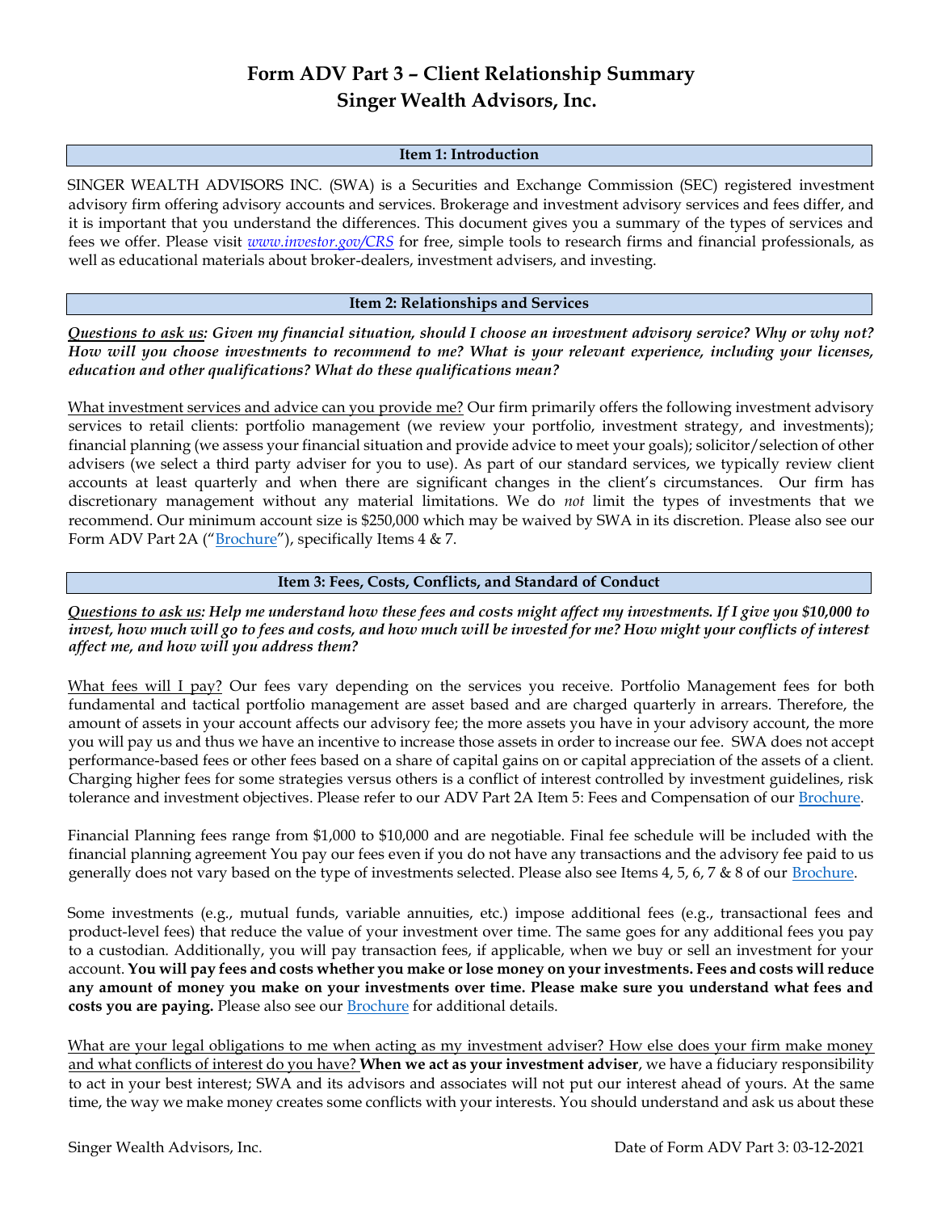# Form ADV Part 3 – Client Relationship Summary
# Singer Wealth Advisors, Inc.

## Item 1: Introduction

SINGER WEALTH ADVISORS INC. (SWA) is a Securities and Exchange Commission (SEC) registered investment advisory firm offering advisory accounts and services. Brokerage and investment advisory services and fees differ, and it is important that you understand the differences. This document gives you a summary of the types of services and fees we offer. Please visit *www.investor.gov/CRS* for free, simple tools to research firms and financial professionals, as well as educational materials about broker-dealers, investment advisers, and investing.

## Item 2: Relationships and Services

***Questions to ask us: Given my financial situation, should I choose an investment advisory service? Why or why not? How will you choose investments to recommend to me? What is your relevant experience, including your licenses, education and other qualifications? What do these qualifications mean?***

What investment services and advice can you provide me? Our firm primarily offers the following investment advisory services to retail clients: portfolio management (we review your portfolio, investment strategy, and investments); financial planning (we assess your financial situation and provide advice to meet your goals); solicitor/selection of other advisers (we select a third party adviser for you to use). As part of our standard services, we typically review client accounts at least quarterly and when there are significant changes in the client's circumstances. Our firm has discretionary management without any material limitations. We do *not* limit the types of investments that we recommend. Our minimum account size is $250,000 which may be waived by SWA in its discretion. Please also see our Form ADV Part 2A ("Brochure"), specifically Items 4 & 7.

## Item 3: Fees, Costs, Conflicts, and Standard of Conduct

***Questions to ask us: Help me understand how these fees and costs might affect my investments. If I give you $10,000 to invest, how much will go to fees and costs, and how much will be invested for me? How might your conflicts of interest affect me, and how will you address them?***

What fees will I pay? Our fees vary depending on the services you receive. Portfolio Management fees for both fundamental and tactical portfolio management are asset based and are charged quarterly in arrears. Therefore, the amount of assets in your account affects our advisory fee; the more assets you have in your advisory account, the more you will pay us and thus we have an incentive to increase those assets in order to increase our fee. SWA does not accept performance-based fees or other fees based on a share of capital gains on or capital appreciation of the assets of a client. Charging higher fees for some strategies versus others is a conflict of interest controlled by investment guidelines, risk tolerance and investment objectives. Please refer to our ADV Part 2A Item 5: Fees and Compensation of our Brochure.

Financial Planning fees range from $1,000 to $10,000 and are negotiable. Final fee schedule will be included with the financial planning agreement You pay our fees even if you do not have any transactions and the advisory fee paid to us generally does not vary based on the type of investments selected. Please also see Items 4, 5, 6, 7 & 8 of our Brochure.

Some investments (e.g., mutual funds, variable annuities, etc.) impose additional fees (e.g., transactional fees and product-level fees) that reduce the value of your investment over time. The same goes for any additional fees you pay to a custodian. Additionally, you will pay transaction fees, if applicable, when we buy or sell an investment for your account. **You will pay fees and costs whether you make or lose money on your investments. Fees and costs will reduce any amount of money you make on your investments over time. Please make sure you understand what fees and costs you are paying.** Please also see our Brochure for additional details.

What are your legal obligations to me when acting as my investment adviser? How else does your firm make money and what conflicts of interest do you have? **When we act as your investment adviser**, we have a fiduciary responsibility to act in your best interest; SWA and its advisors and associates will not put our interest ahead of yours. At the same time, the way we make money creates some conflicts with your interests. You should understand and ask us about these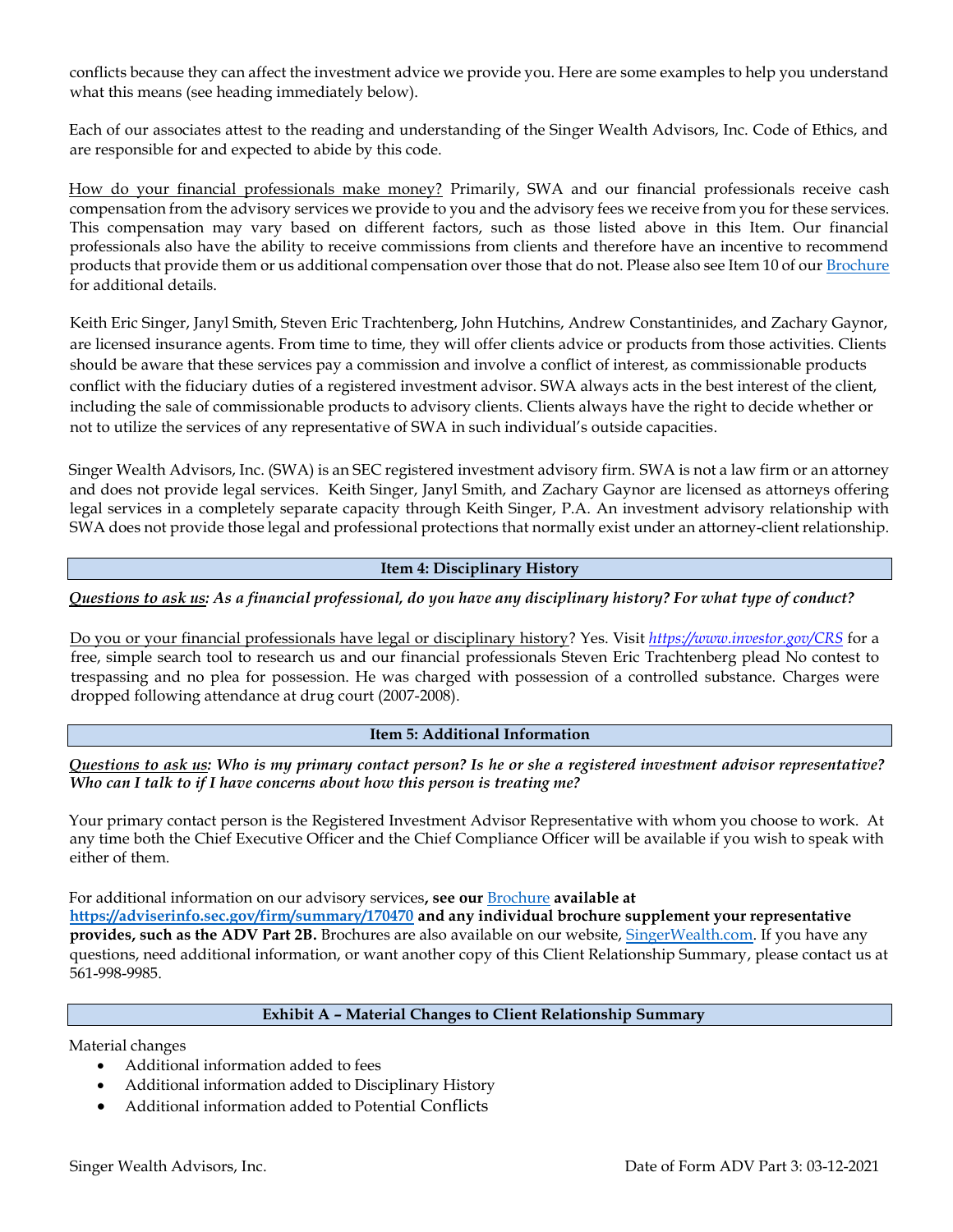conflicts because they can affect the investment advice we provide you. Here are some examples to help you understand what this means (see heading immediately below).

Each of our associates attest to the reading and understanding of the Singer Wealth Advisors, Inc. Code of Ethics, and are responsible for and expected to abide by this code.

How do your financial professionals make money? Primarily, SWA and our financial professionals receive cash compensation from the advisory services we provide to you and the advisory fees we receive from you for these services. This compensation may vary based on different factors, such as those listed above in this Item. Our financial professionals also have the ability to receive commissions from clients and therefore have an incentive to recommend products that provide them or us additional compensation over those that do not. Please also see Item 10 of our [Brochure](Brochure) for additional details.

Keith Eric Singer, Janyl Smith, Steven Eric Trachtenberg, John Hutchins, Andrew Constantinides, and Zachary Gaynor, are licensed insurance agents. From time to time, they will offer clients advice or products from those activities. Clients should be aware that these services pay a commission and involve a conflict of interest, as commissionable products conflict with the fiduciary duties of a registered investment advisor. SWA always acts in the best interest of the client, including the sale of commissionable products to advisory clients. Clients always have the right to decide whether or not to utilize the services of any representative of SWA in such individual's outside capacities.

Singer Wealth Advisors, Inc. (SWA) is an SEC registered investment advisory firm. SWA is not a law firm or an attorney and does not provide legal services. Keith Singer, Janyl Smith, and Zachary Gaynor are licensed as attorneys offering legal services in a completely separate capacity through Keith Singer, P.A. An investment advisory relationship with SWA does not provide those legal and professional protections that normally exist under an attorney-client relationship.

## Item 4: Disciplinary History

***Questions to ask us**: As a financial professional, do you have any disciplinary history? For what type of conduct?*

Do you or your financial professionals have legal or disciplinary history? Yes. Visit *https://www.investor.gov/CRS* for a free, simple search tool to research us and our financial professionals Steven Eric Trachtenberg plead No contest to trespassing and no plea for possession. He was charged with possession of a controlled substance. Charges were dropped following attendance at drug court (2007-2008).

## Item 5: Additional Information

***Questions to ask us**: Who is my primary contact person? Is he or she a registered investment advisor representative? Who can I talk to if I have concerns about how this person is treating me?*

Your primary contact person is the Registered Investment Advisor Representative with whom you choose to work. At any time both the Chief Executive Officer and the Chief Compliance Officer will be available if you wish to speak with either of them.

For additional information on our advisory services**, see our** Brochure **available at https://adviserinfo.sec.gov/firm/summary/170470 and any individual brochure supplement your representative provides, such as the ADV Part 2B.** Brochures are also available on our website, SingerWealth.com. If you have any questions, need additional information, or want another copy of this Client Relationship Summary, please contact us at 561-998-9985.

## Exhibit A – Material Changes to Client Relationship Summary

Material changes

- Additional information added to fees
- Additional information added to Disciplinary History
- Additional information added to Potential Conflicts

Singer Wealth Advisors, Inc. Date of Form ADV Part 3: 03-12-2021